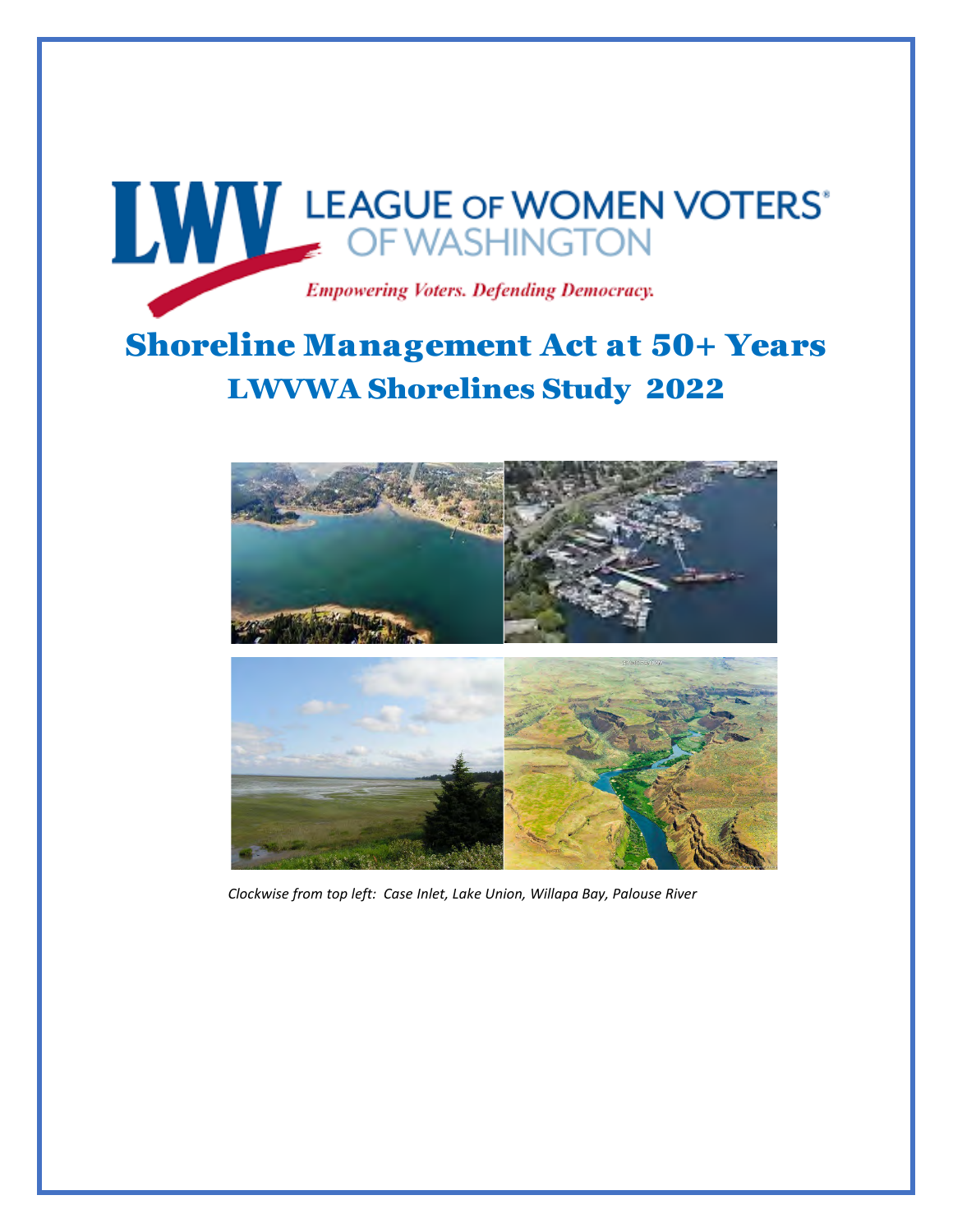LEAGUE OF WOMEN VOTERS OF WASHINGTON

*Empowering Voters. Defending Democracy.*

# Shoreline Management Act at 50+ Years

## LWVWA Shorelines Study 2022

*Clockwise from top left: Case Inlet, Lake Union, Willapa Bay, Palouse River*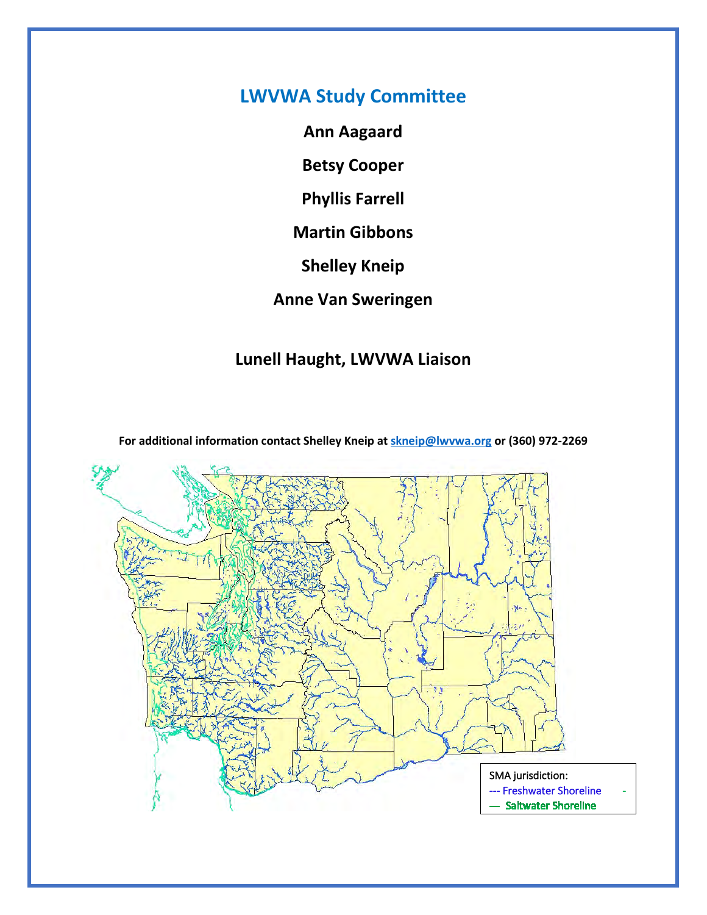## LWVWA Study Committee

**Ann Aagaard**

**Betsy Cooper**

**Phyllis Farrell**

**Martin Gibbons**

**Shelley Kneip**

**Anne Van Sweringen**

**Lunell Haught, LWVWA Liaison**

**For additional information contact Shelley Kneip at [skneip@lwvwa.org](mailto:skneip@lwvwa.org) or (360) 972-2269**

SMA jurisdiction:
--- Freshwater Shoreline
— Saltwater Shoreline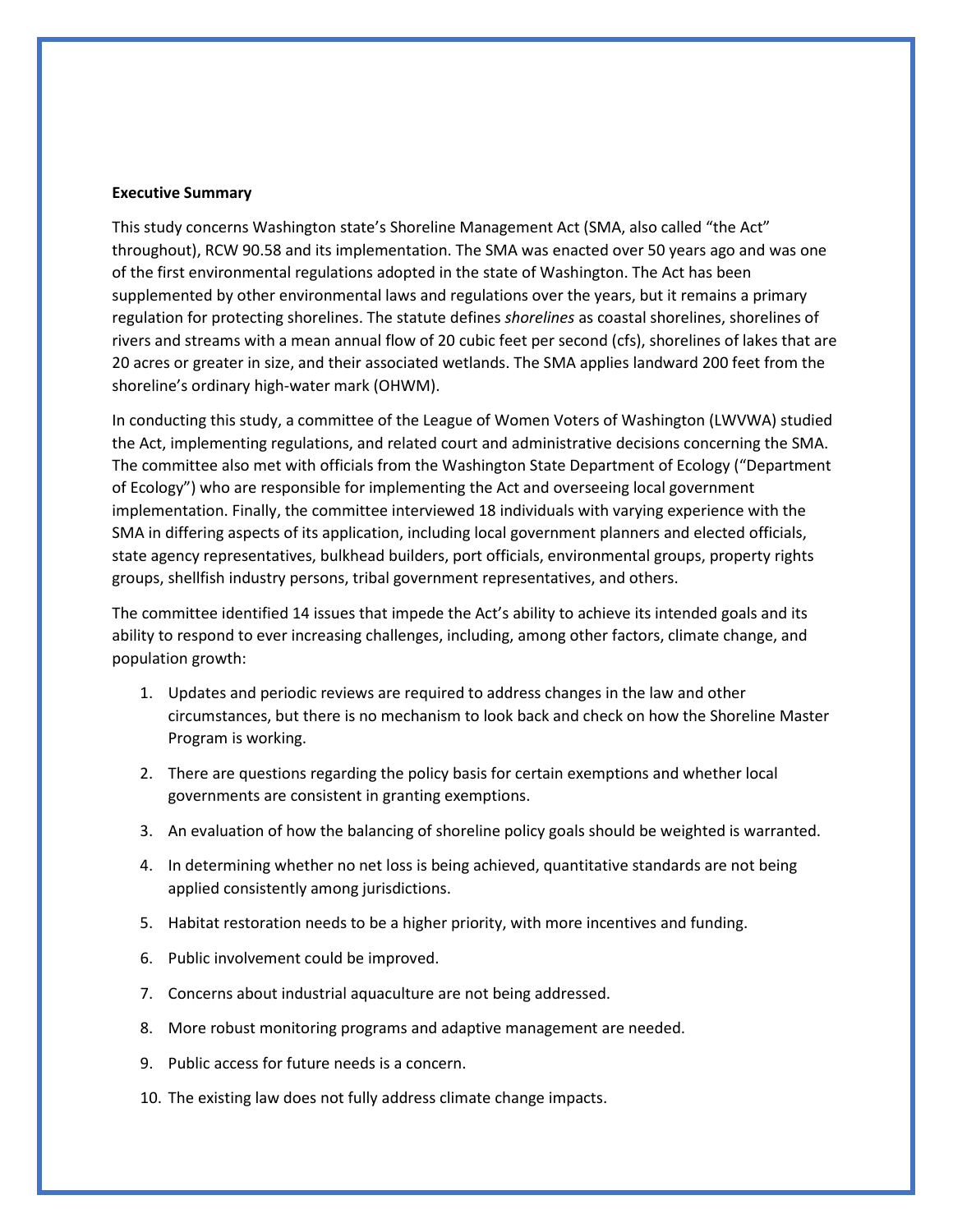**Executive Summary**

This study concerns Washington state's Shoreline Management Act (SMA, also called "the Act" throughout), RCW 90.58 and its implementation. The SMA was enacted over 50 years ago and was one of the first environmental regulations adopted in the state of Washington. The Act has been supplemented by other environmental laws and regulations over the years, but it remains a primary regulation for protecting shorelines. The statute defines *shorelines* as coastal shorelines, shorelines of rivers and streams with a mean annual flow of 20 cubic feet per second (cfs), shorelines of lakes that are 20 acres or greater in size, and their associated wetlands. The SMA applies landward 200 feet from the shoreline's ordinary high-water mark (OHWM).

In conducting this study, a committee of the League of Women Voters of Washington (LWVWA) studied the Act, implementing regulations, and related court and administrative decisions concerning the SMA. The committee also met with officials from the Washington State Department of Ecology ("Department of Ecology") who are responsible for implementing the Act and overseeing local government implementation. Finally, the committee interviewed 18 individuals with varying experience with the SMA in differing aspects of its application, including local government planners and elected officials, state agency representatives, bulkhead builders, port officials, environmental groups, property rights groups, shellfish industry persons, tribal government representatives, and others.

The committee identified 14 issues that impede the Act's ability to achieve its intended goals and its ability to respond to ever increasing challenges, including, among other factors, climate change, and population growth:

1. Updates and periodic reviews are required to address changes in the law and other circumstances, but there is no mechanism to look back and check on how the Shoreline Master Program is working.
2. There are questions regarding the policy basis for certain exemptions and whether local governments are consistent in granting exemptions.
3. An evaluation of how the balancing of shoreline policy goals should be weighted is warranted.
4. In determining whether no net loss is being achieved, quantitative standards are not being applied consistently among jurisdictions.
5. Habitat restoration needs to be a higher priority, with more incentives and funding.
6. Public involvement could be improved.
7. Concerns about industrial aquaculture are not being addressed.
8. More robust monitoring programs and adaptive management are needed.
9. Public access for future needs is a concern.
10. The existing law does not fully address climate change impacts.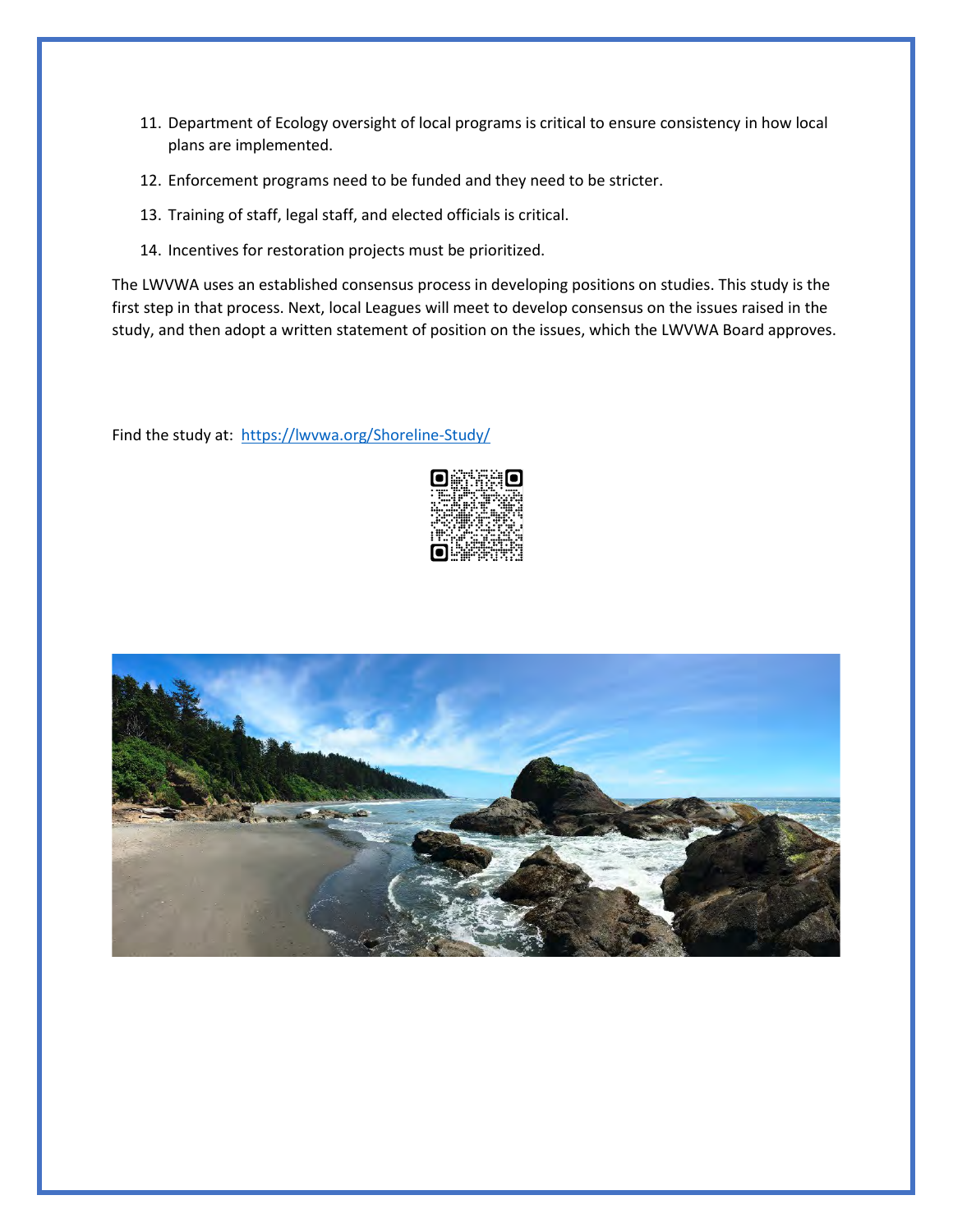11. Department of Ecology oversight of local programs is critical to ensure consistency in how local plans are implemented.
12. Enforcement programs need to be funded and they need to be stricter.
13. Training of staff, legal staff, and elected officials is critical.
14. Incentives for restoration projects must be prioritized.

The LWVWA uses an established consensus process in developing positions on studies. This study is the first step in that process. Next, local Leagues will meet to develop consensus on the issues raised in the study, and then adopt a written statement of position on the issues, which the LWVWA Board approves.

Find the study at: [https://lwvwa.org/Shoreline-Study/](https://lwvwa.org/Shoreline-Study/)